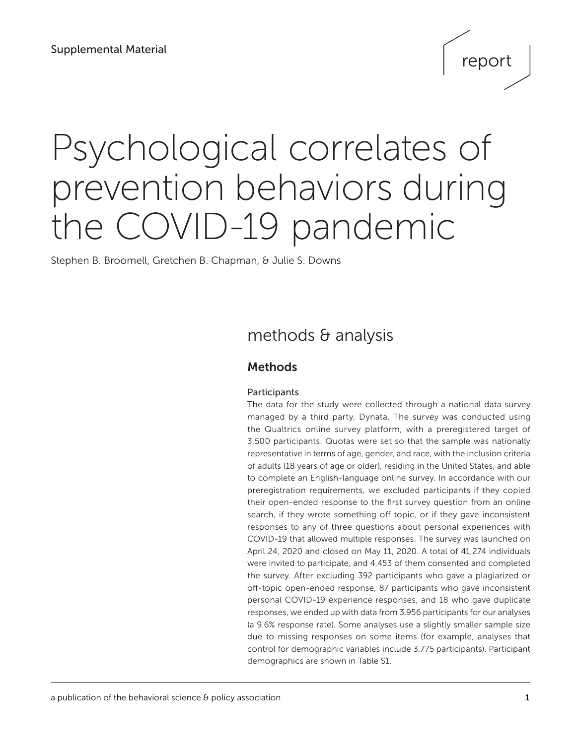Supplemental Material

report

# Psychological correlates of prevention behaviors during the COVID-19 pandemic

Stephen B. Broomell, Gretchen B. Chapman, & Julie S. Downs

## methods & analysis

### Methods

#### Participants

The data for the study were collected through a national data survey managed by a third party, Dynata. The survey was conducted using the Qualtrics online survey platform, with a preregistered target of 3,500 participants. Quotas were set so that the sample was nationally representative in terms of age, gender, and race, with the inclusion criteria of adults (18 years of age or older), residing in the United States, and able to complete an English-language online survey. In accordance with our preregistration requirements, we excluded participants if they copied their open-ended response to the first survey question from an online search, if they wrote something off topic, or if they gave inconsistent responses to any of three questions about personal experiences with COVID-19 that allowed multiple responses. The survey was launched on April 24, 2020 and closed on May 11, 2020. A total of 41,274 individuals were invited to participate, and 4,453 of them consented and completed the survey. After excluding 392 participants who gave a plagiarized or off-topic open-ended response, 87 participants who gave inconsistent personal COVID-19 experience responses, and 18 who gave duplicate responses, we ended up with data from 3,956 participants for our analyses (a 9.6% response rate). Some analyses use a slightly smaller sample size due to missing responses on some items (for example, analyses that control for demographic variables include 3,775 participants). Participant demographics are shown in Table S1.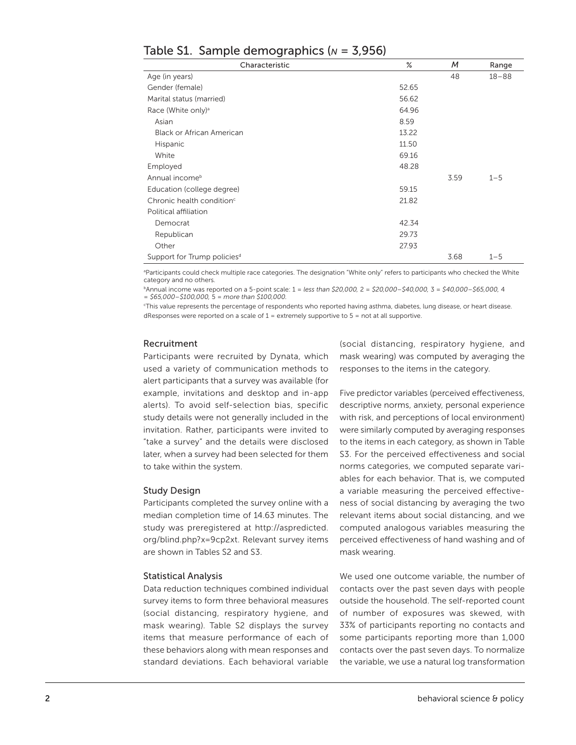## Table S1. Sample demographics ($N$ = 3,956)

| Characteristic | % | *M* | Range |
|---|---|---|---|
| Age (in years) | | 48 | 18–88 |
| Gender (female) | 52.65 | | |
| Marital status (married) | 56.62 | | |
| Race (White only)[a] | 64.96 | | |
| Asian | 8.59 | | |
| Black or African American | 13.22 | | |
| Hispanic | 11.50 | | |
| White | 69.16 | | |
| Employed | 48.28 | | |
| Annual income[b] | | 3.59 | 1–5 |
| Education (college degree) | 59.15 | | |
| Chronic health condition[c] | 21.82 | | |
| Political affiliation | | | |
| Democrat | 42.34 | | |
| Republican | 29.73 | | |
| Other | 27.93 | | |
| Support for Trump policies[d] | | 3.68 | 1–5 |

[a]Participants could check multiple race categories. The designation "White only" refers to participants who checked the White category and no others.

[b]Annual income was reported on a 5-point scale: 1 = *less than $20,000,* 2 = *$20,000–$40,000,* 3 = *$40,000–$65,000,* 4 = *$65,000–$100,000,* 5 = *more than $100,000.*

[c]This value represents the percentage of respondents who reported having asthma, diabetes, lung disease, or heart disease.

dResponses were reported on a scale of 1 = extremely supportive to 5 = not at all supportive.

### Recruitment

Participants were recruited by Dynata, which used a variety of communication methods to alert participants that a survey was available (for example, invitations and desktop and in-app alerts). To avoid self-selection bias, specific study details were not generally included in the invitation. Rather, participants were invited to "take a survey" and the details were disclosed later, when a survey had been selected for them to take within the system.

### Study Design

Participants completed the survey online with a median completion time of 14.63 minutes. The study was preregistered at http://aspredicted.org/blind.php?x=9cp2xt. Relevant survey items are shown in Tables S2 and S3.

### Statistical Analysis

Data reduction techniques combined individual survey items to form three behavioral measures (social distancing, respiratory hygiene, and mask wearing). Table S2 displays the survey items that measure performance of each of these behaviors along with mean responses and standard deviations. Each behavioral variable (social distancing, respiratory hygiene, and mask wearing) was computed by averaging the responses to the items in the category.

Five predictor variables (perceived effectiveness, descriptive norms, anxiety, personal experience with risk, and perceptions of local environment) were similarly computed by averaging responses to the items in each category, as shown in Table S3. For the perceived effectiveness and social norms categories, we computed separate variables for each behavior. That is, we computed a variable measuring the perceived effectiveness of social distancing by averaging the two relevant items about social distancing, and we computed analogous variables measuring the perceived effectiveness of hand washing and of mask wearing.

We used one outcome variable, the number of contacts over the past seven days with people outside the household. The self-reported count of number of exposures was skewed, with 33% of participants reporting no contacts and some participants reporting more than 1,000 contacts over the past seven days. To normalize the variable, we use a natural log transformation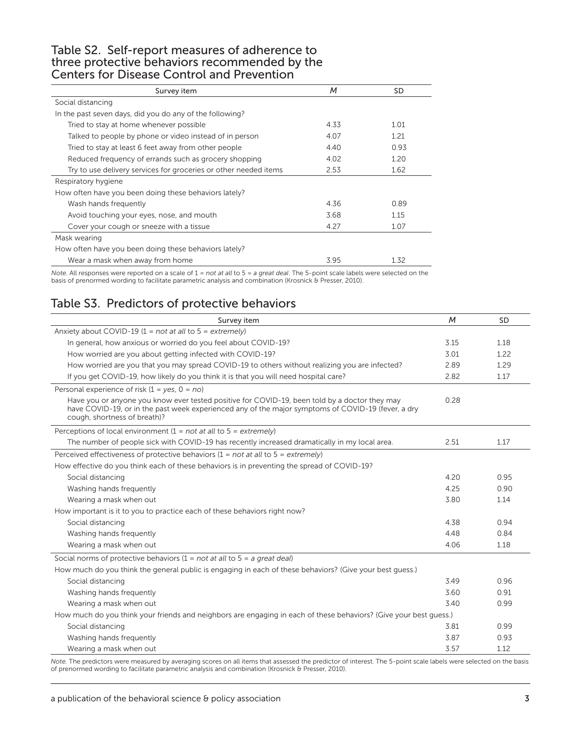## Table S2. Self-report measures of adherence to three protective behaviors recommended by the Centers for Disease Control and Prevention

| Survey item | *M* | SD |
|---|---|---|
| Social distancing | | |
| In the past seven days, did you do any of the following? | | |
| Tried to stay at home whenever possible | 4.33 | 1.01 |
| Talked to people by phone or video instead of in person | 4.07 | 1.21 |
| Tried to stay at least 6 feet away from other people | 4.40 | 0.93 |
| Reduced frequency of errands such as grocery shopping | 4.02 | 1.20 |
| Try to use delivery services for groceries or other needed items | 2.53 | 1.62 |
| Respiratory hygiene | | |
| How often have you been doing these behaviors lately? | | |
| Wash hands frequently | 4.36 | 0.89 |
| Avoid touching your eyes, nose, and mouth | 3.68 | 1.15 |
| Cover your cough or sneeze with a tissue | 4.27 | 1.07 |
| Mask wearing | | |
| How often have you been doing these behaviors lately? | | |
| Wear a mask when away from home | 3.95 | 1.32 |

*Note.* All responses were reported on a scale of 1 = *not at all* to 5 = *a great deal*. The 5-point scale labels were selected on the basis of prenormed wording to facilitate parametric analysis and combination (Krosnick & Presser, 2010).

## Table S3. Predictors of protective behaviors

| Survey item | *M* | SD |
|---|---|---|
| Anxiety about COVID-19 (1 = *not at all* to 5 = *extremely*) | | |
| In general, how anxious or worried do you feel about COVID-19? | 3.15 | 1.18 |
| How worried are you about getting infected with COVID-19? | 3.01 | 1.22 |
| How worried are you that you may spread COVID-19 to others without realizing you are infected? | 2.89 | 1.29 |
| If you get COVID-19, how likely do you think it is that you will need hospital care? | 2.82 | 1.17 |
| Personal experience of risk (1 = *yes*, 0 = *no*) | | |
| Have you or anyone you know ever tested positive for COVID-19, been told by a doctor they may have COVID-19, or in the past week experienced any of the major symptoms of COVID-19 (fever, a dry cough, shortness of breath)? | 0.28 | |
| Perceptions of local environment (1 = *not at all* to 5 = *extremely*) | | |
| The number of people sick with COVID-19 has recently increased dramatically in my local area. | 2.51 | 1.17 |
| Perceived effectiveness of protective behaviors (1 = *not at all* to 5 = *extremely*) | | |
| How effective do you think each of these behaviors is in preventing the spread of COVID-19? | | |
| Social distancing | 4.20 | 0.95 |
| Washing hands frequently | 4.25 | 0.90 |
| Wearing a mask when out | 3.80 | 1.14 |
| How important is it to you to practice each of these behaviors right now? | | |
| Social distancing | 4.38 | 0.94 |
| Washing hands frequently | 4.48 | 0.84 |
| Wearing a mask when out | 4.06 | 1.18 |
| Social norms of protective behaviors (1 = *not at all* to 5 = *a great deal*) | | |
| How much do you think the general public is engaging in each of these behaviors? (Give your best guess.) | | |
| Social distancing | 3.49 | 0.96 |
| Washing hands frequently | 3.60 | 0.91 |
| Wearing a mask when out | 3.40 | 0.99 |
| How much do you think your friends and neighbors are engaging in each of these behaviors? (Give your best guess.) | | |
| Social distancing | 3.81 | 0.99 |
| Washing hands frequently | 3.87 | 0.93 |
| Wearing a mask when out | 3.57 | 1.12 |

*Note.* The predictors were measured by averaging scores on all items that assessed the predictor of interest. The 5-point scale labels were selected on the basis of prenormed wording to facilitate parametric analysis and combination (Krosnick & Presser, 2010).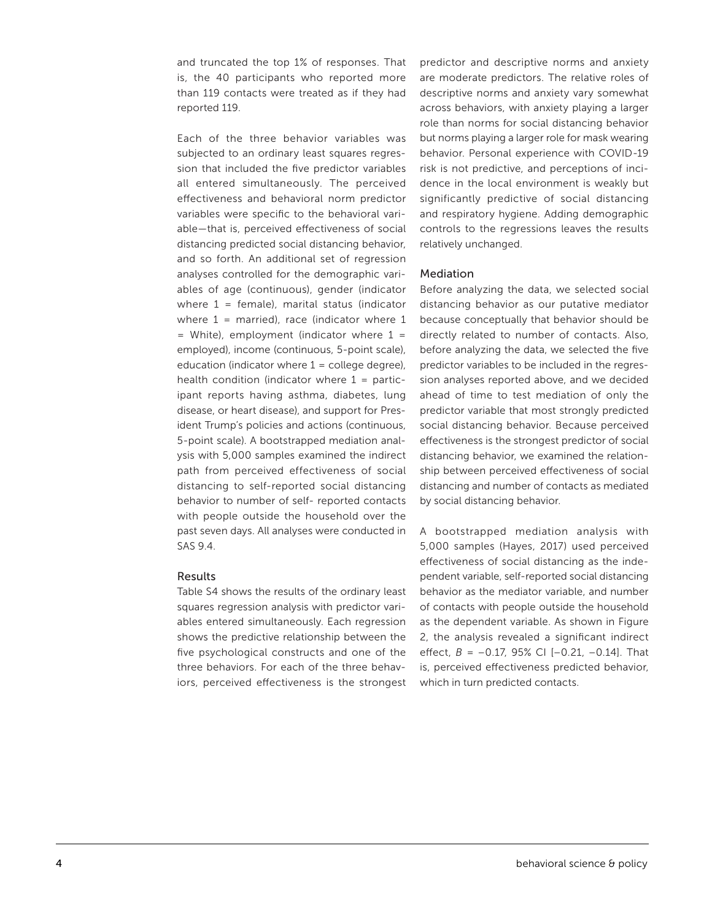and truncated the top 1% of responses. That is, the 40 participants who reported more than 119 contacts were treated as if they had reported 119.

Each of the three behavior variables was subjected to an ordinary least squares regression that included the five predictor variables all entered simultaneously. The perceived effectiveness and behavioral norm predictor variables were specific to the behavioral variable—that is, perceived effectiveness of social distancing predicted social distancing behavior, and so forth. An additional set of regression analyses controlled for the demographic variables of age (continuous), gender (indicator where 1 = female), marital status (indicator where 1 = married), race (indicator where 1 = White), employment (indicator where 1 = employed), income (continuous, 5-point scale), education (indicator where 1 = college degree), health condition (indicator where 1 = participant reports having asthma, diabetes, lung disease, or heart disease), and support for President Trump's policies and actions (continuous, 5-point scale). A bootstrapped mediation analysis with 5,000 samples examined the indirect path from perceived effectiveness of social distancing to self-reported social distancing behavior to number of self- reported contacts with people outside the household over the past seven days. All analyses were conducted in SAS 9.4.

### Results

Table S4 shows the results of the ordinary least squares regression analysis with predictor variables entered simultaneously. Each regression shows the predictive relationship between the five psychological constructs and one of the three behaviors. For each of the three behaviors, perceived effectiveness is the strongest predictor and descriptive norms and anxiety are moderate predictors. The relative roles of descriptive norms and anxiety vary somewhat across behaviors, with anxiety playing a larger role than norms for social distancing behavior but norms playing a larger role for mask wearing behavior. Personal experience with COVID-19 risk is not predictive, and perceptions of incidence in the local environment is weakly but significantly predictive of social distancing and respiratory hygiene. Adding demographic controls to the regressions leaves the results relatively unchanged.

### Mediation

Before analyzing the data, we selected social distancing behavior as our putative mediator because conceptually that behavior should be directly related to number of contacts. Also, before analyzing the data, we selected the five predictor variables to be included in the regression analyses reported above, and we decided ahead of time to test mediation of only the predictor variable that most strongly predicted social distancing behavior. Because perceived effectiveness is the strongest predictor of social distancing behavior, we examined the relationship between perceived effectiveness of social distancing and number of contacts as mediated by social distancing behavior.

A bootstrapped mediation analysis with 5,000 samples (Hayes, 2017) used perceived effectiveness of social distancing as the independent variable, self-reported social distancing behavior as the mediator variable, and number of contacts with people outside the household as the dependent variable. As shown in Figure 2, the analysis revealed a significant indirect effect, $B = -0.17$, 95% CI [−0.21, −0.14]. That is, perceived effectiveness predicted behavior, which in turn predicted contacts.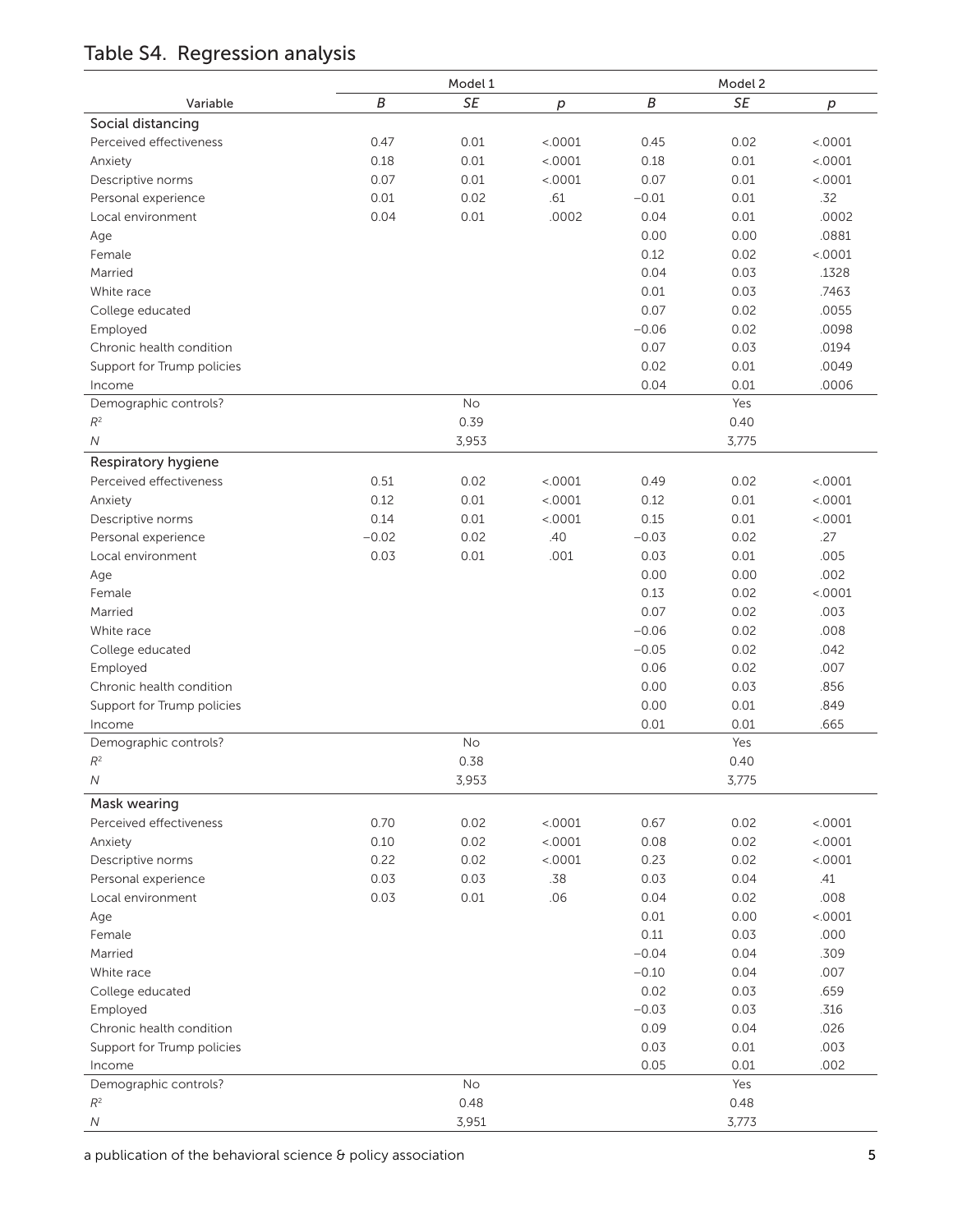## Table S4. Regression analysis

| | Model 1 | | | Model 2 | | |
|---|---|---|---|---|---|---|
| Variable | *B* | *SE* | *p* | *B* | *SE* | *p* |
| **Social distancing** | | | | | | |
| Perceived effectiveness | 0.47 | 0.01 | <.0001 | 0.45 | 0.02 | <.0001 |
| Anxiety | 0.18 | 0.01 | <.0001 | 0.18 | 0.01 | <.0001 |
| Descriptive norms | 0.07 | 0.01 | <.0001 | 0.07 | 0.01 | <.0001 |
| Personal experience | 0.01 | 0.02 | .61 | −0.01 | 0.01 | .32 |
| Local environment | 0.04 | 0.01 | .0002 | 0.04 | 0.01 | .0002 |
| Age | | | | 0.00 | 0.00 | .0881 |
| Female | | | | 0.12 | 0.02 | <.0001 |
| Married | | | | 0.04 | 0.03 | .1328 |
| White race | | | | 0.01 | 0.03 | .7463 |
| College educated | | | | 0.07 | 0.02 | .0055 |
| Employed | | | | −0.06 | 0.02 | .0098 |
| Chronic health condition | | | | 0.07 | 0.03 | .0194 |
| Support for Trump policies | | | | 0.02 | 0.01 | .0049 |
| Income | | | | 0.04 | 0.01 | .0006 |
| Demographic controls? | | No | | | Yes | |
| $R^2$ | | 0.39 | | | 0.40 | |
| *N* | | 3,953 | | | 3,775 | |
| **Respiratory hygiene** | | | | | | |
| Perceived effectiveness | 0.51 | 0.02 | <.0001 | 0.49 | 0.02 | <.0001 |
| Anxiety | 0.12 | 0.01 | <.0001 | 0.12 | 0.01 | <.0001 |
| Descriptive norms | 0.14 | 0.01 | <.0001 | 0.15 | 0.01 | <.0001 |
| Personal experience | −0.02 | 0.02 | .40 | −0.03 | 0.02 | .27 |
| Local environment | 0.03 | 0.01 | .001 | 0.03 | 0.01 | .005 |
| Age | | | | 0.00 | 0.00 | .002 |
| Female | | | | 0.13 | 0.02 | <.0001 |
| Married | | | | 0.07 | 0.02 | .003 |
| White race | | | | −0.06 | 0.02 | .008 |
| College educated | | | | −0.05 | 0.02 | .042 |
| Employed | | | | 0.06 | 0.02 | .007 |
| Chronic health condition | | | | 0.00 | 0.03 | .856 |
| Support for Trump policies | | | | 0.00 | 0.01 | .849 |
| Income | | | | 0.01 | 0.01 | .665 |
| Demographic controls? | | No | | | Yes | |
| $R^2$ | | 0.38 | | | 0.40 | |
| *N* | | 3,953 | | | 3,775 | |
| **Mask wearing** | | | | | | |
| Perceived effectiveness | 0.70 | 0.02 | <.0001 | 0.67 | 0.02 | <.0001 |
| Anxiety | 0.10 | 0.02 | <.0001 | 0.08 | 0.02 | <.0001 |
| Descriptive norms | 0.22 | 0.02 | <.0001 | 0.23 | 0.02 | <.0001 |
| Personal experience | 0.03 | 0.03 | .38 | 0.03 | 0.04 | .41 |
| Local environment | 0.03 | 0.01 | .06 | 0.04 | 0.02 | .008 |
| Age | | | | 0.01 | 0.00 | <.0001 |
| Female | | | | 0.11 | 0.03 | .000 |
| Married | | | | −0.04 | 0.04 | .309 |
| White race | | | | −0.10 | 0.04 | .007 |
| College educated | | | | 0.02 | 0.03 | .659 |
| Employed | | | | −0.03 | 0.03 | .316 |
| Chronic health condition | | | | 0.09 | 0.04 | .026 |
| Support for Trump policies | | | | 0.03 | 0.01 | .003 |
| Income | | | | 0.05 | 0.01 | .002 |
| Demographic controls? | | No | | | Yes | |
| $R^2$ | | 0.48 | | | 0.48 | |
| *N* | | 3,951 | | | 3,773 | |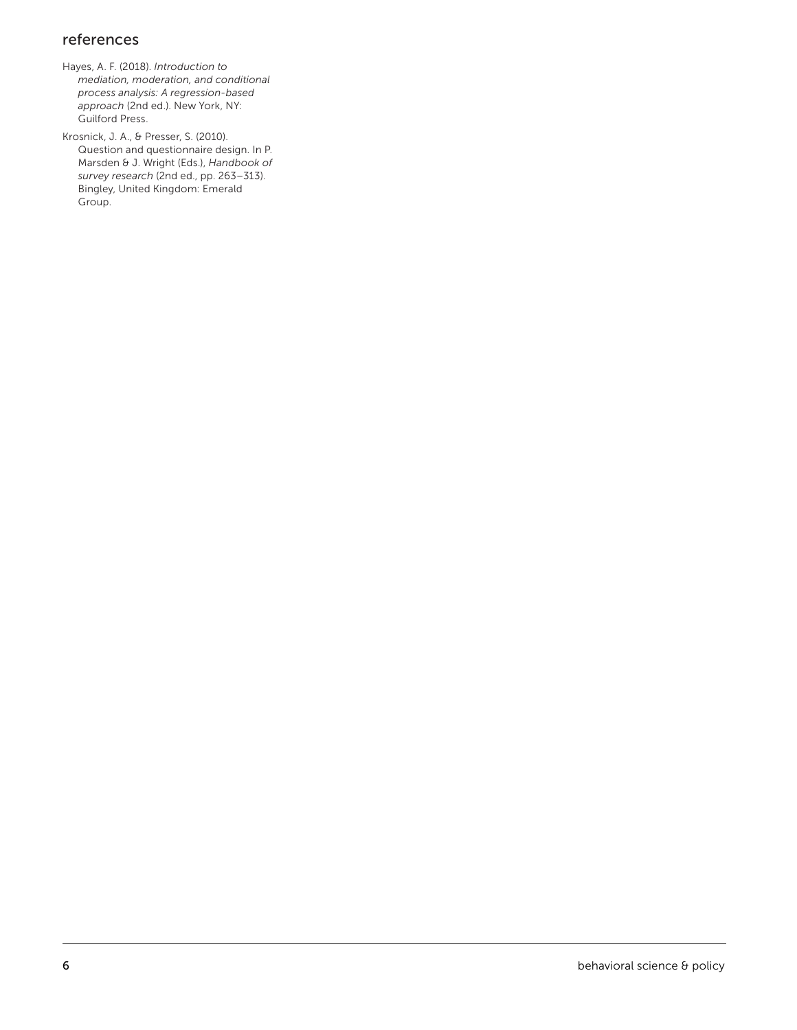## references

Hayes, A. F. (2018). *Introduction to mediation, moderation, and conditional process analysis: A regression-based approach* (2nd ed.). New York, NY: Guilford Press.

Krosnick, J. A., & Presser, S. (2010). Question and questionnaire design. In P. Marsden & J. Wright (Eds.), *Handbook of survey research* (2nd ed., pp. 263–313). Bingley, United Kingdom: Emerald Group.